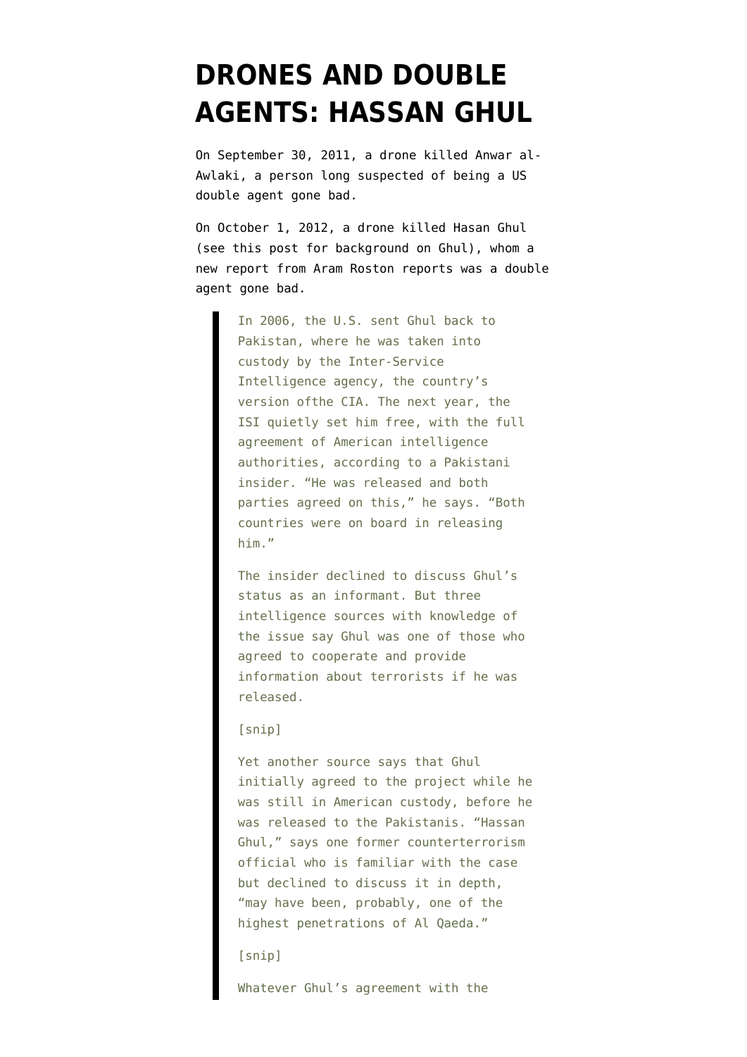# DRONES AND DOUBLE AGENTS: HASSAN GHUL

On September 30, 2011, a drone killed Anwar al-Awlaki, a person long suspected of being a US double agent gone bad.

On October 1, 2012, a drone killed Hasan Ghul (see this post for background on Ghul), whom a new report from Aram Roston reports was a double agent gone bad.

> In 2006, the U.S. sent Ghul back to Pakistan, where he was taken into custody by the Inter-Service Intelligence agency, the country's version ofthe CIA. The next year, the ISI quietly set him free, with the full agreement of American intelligence authorities, according to a Pakistani insider. "He was released and both parties agreed on this," he says. "Both countries were on board in releasing him."
>
> The insider declined to discuss Ghul's status as an informant. But three intelligence sources with knowledge of the issue say Ghul was one of those who agreed to cooperate and provide information about terrorists if he was released.
>
> [snip]
>
> Yet another source says that Ghul initially agreed to the project while he was still in American custody, before he was released to the Pakistanis. "Hassan Ghul," says one former counterterrorism official who is familiar with the case but declined to discuss it in depth, "may have been, probably, one of the highest penetrations of Al Qaeda."
>
> [snip]
>
> Whatever Ghul's agreement with the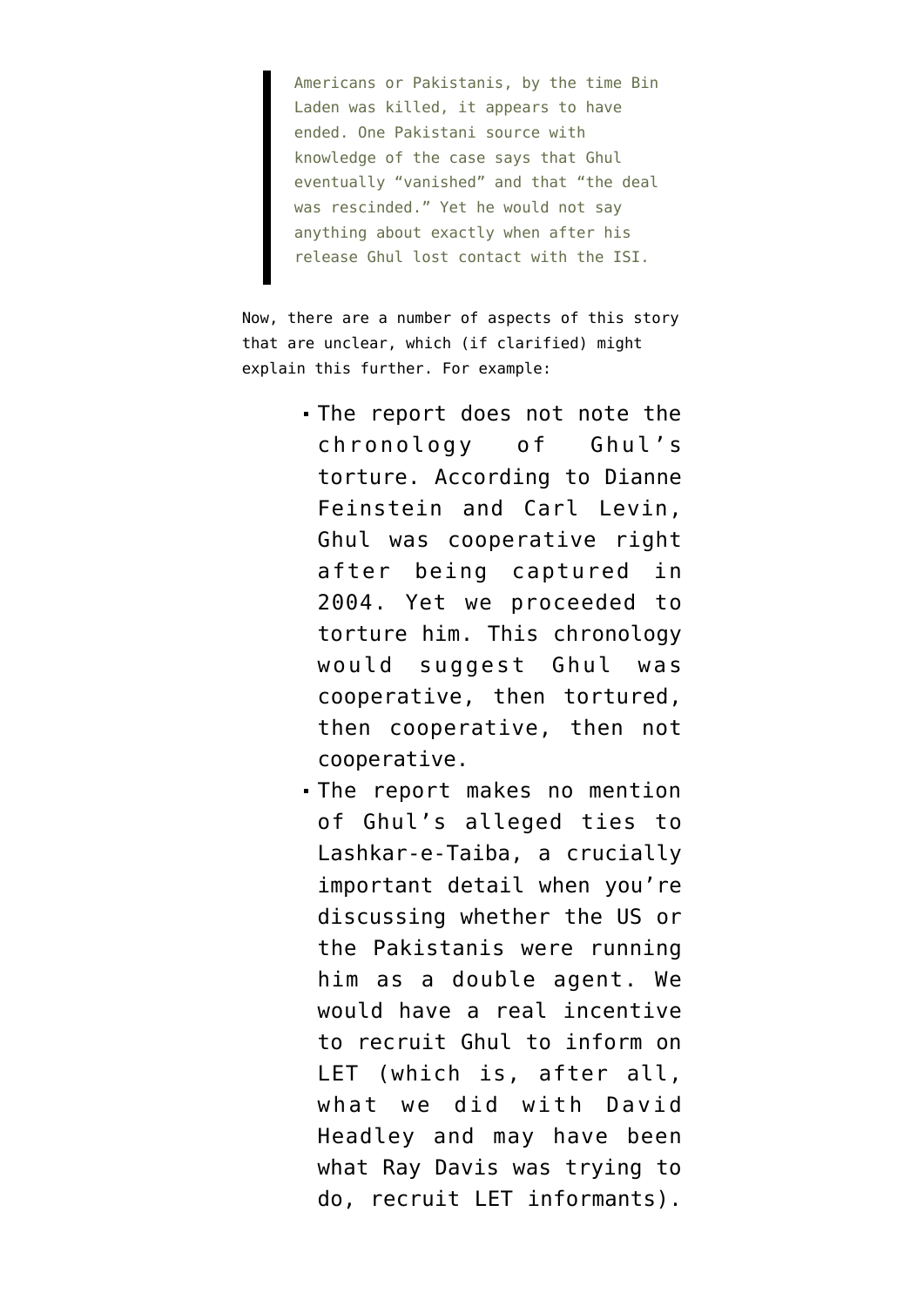> Americans or Pakistanis, by the time Bin Laden was killed, it appears to have ended. One Pakistani source with knowledge of the case says that Ghul eventually "vanished" and that "the deal was rescinded." Yet he would not say anything about exactly when after his release Ghul lost contact with the ISI.

Now, there are a number of aspects of this story that are unclear, which (if clarified) might explain this further. For example:

- The report does not note the chronology of Ghul's torture. According to Dianne Feinstein and Carl Levin, Ghul was cooperative right after being captured in 2004. Yet we proceeded to torture him. This chronology would suggest Ghul was cooperative, then tortured, then cooperative, then not cooperative.
- The report makes no mention of Ghul's alleged ties to Lashkar-e-Taiba, a crucially important detail when you're discussing whether the US or the Pakistanis were running him as a double agent. We would have a real incentive to recruit Ghul to inform on LET (which is, after all, what we did with David Headley and may have been what Ray Davis was trying to do, recruit LET informants).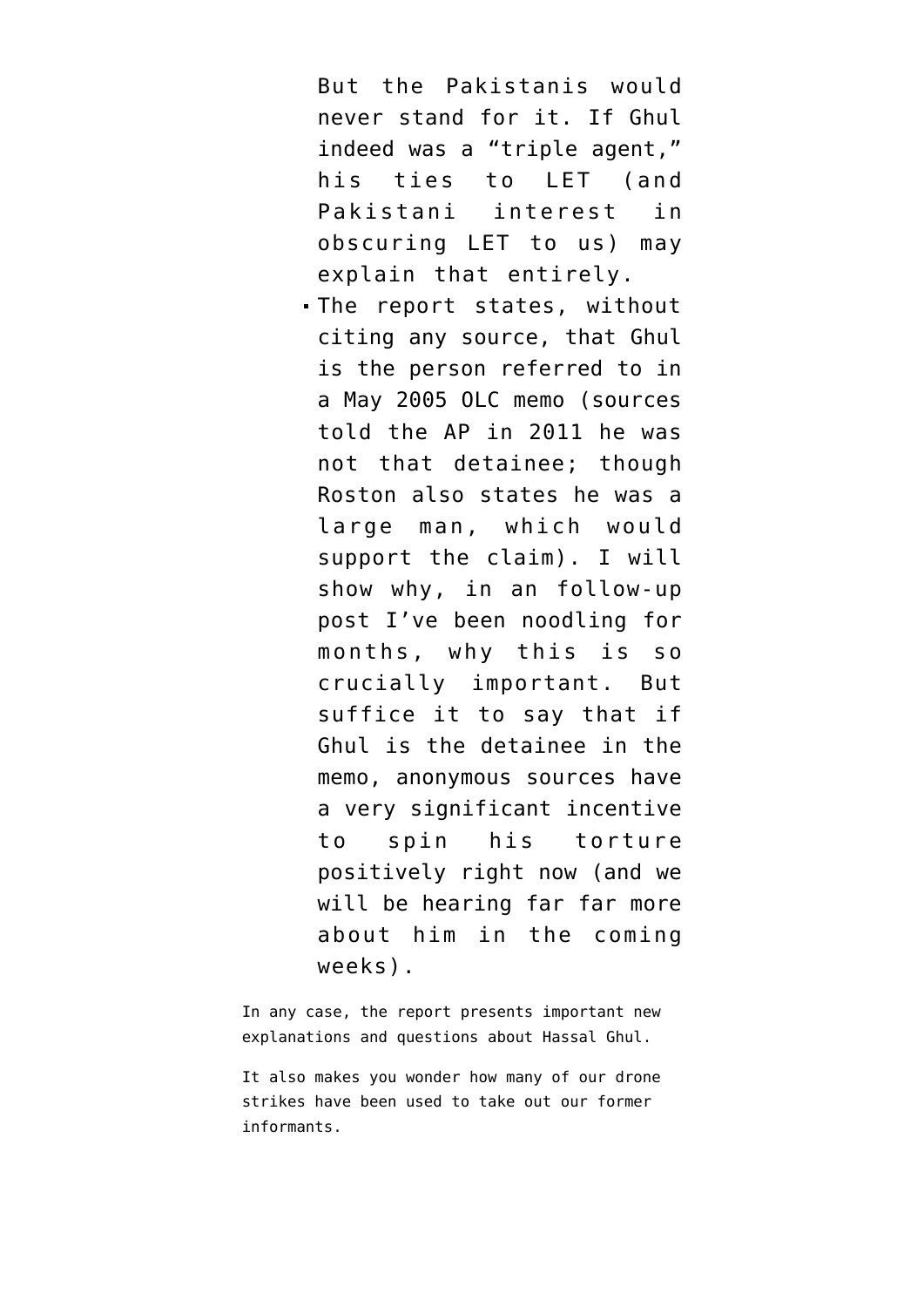But the Pakistanis would never stand for it. If Ghul indeed was a "triple agent," his ties to LET (and Pakistani interest in obscuring LET to us) may explain that entirely.

- The report states, without citing any source, that Ghul is the person referred to in a May 2005 OLC memo (sources told the AP in 2011 he was not that detainee; though Roston also states he was a large man, which would support the claim). I will show why, in an follow-up post I've been noodling for months, why this is so crucially important. But suffice it to say that if Ghul is the detainee in the memo, anonymous sources have a very significant incentive to spin his torture positively right now (and we will be hearing far far more about him in the coming weeks).

In any case, the report presents important new explanations and questions about Hassal Ghul.

It also makes you wonder how many of our drone strikes have been used to take out our former informants.